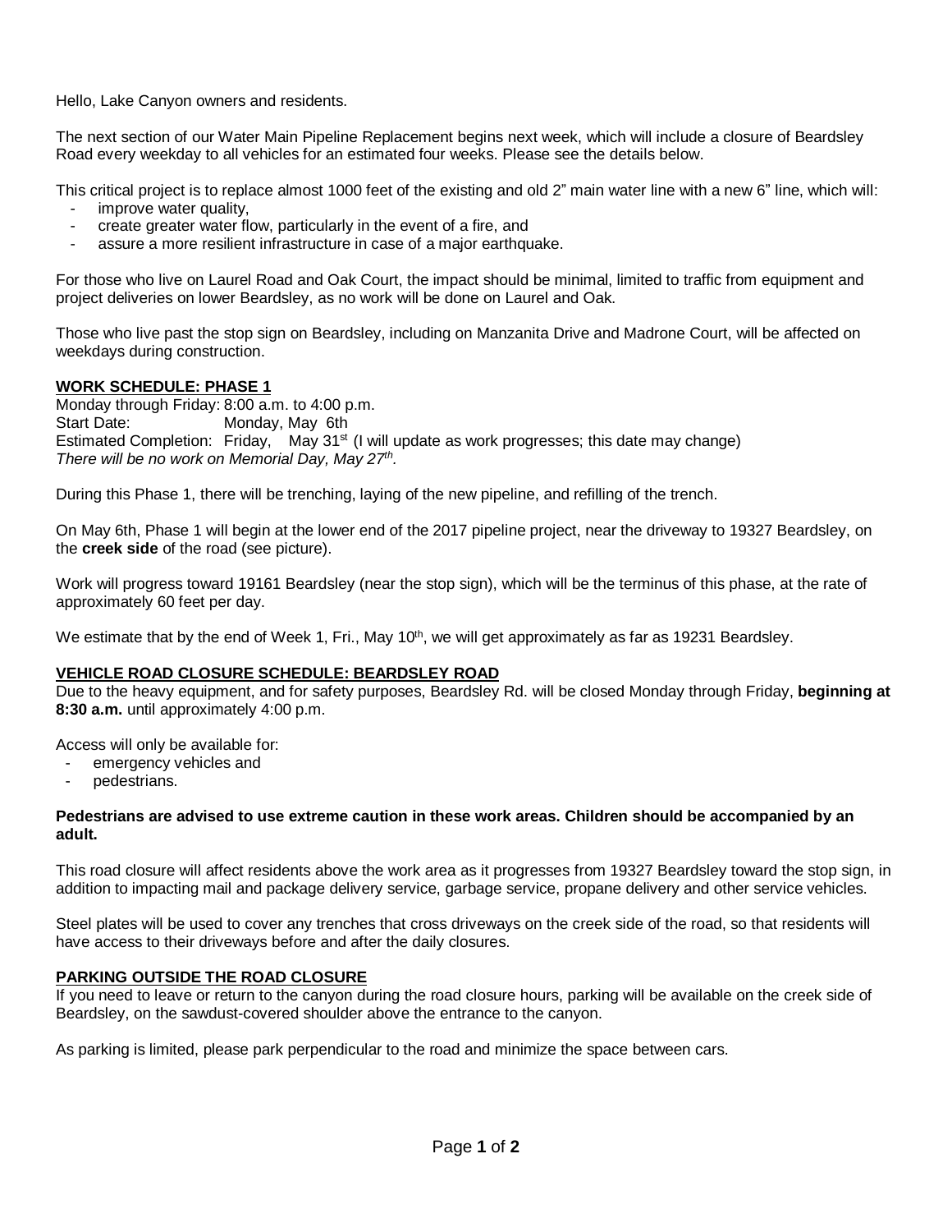Hello, Lake Canyon owners and residents.

The next section of our Water Main Pipeline Replacement begins next week, which will include a closure of Beardsley Road every weekday to all vehicles for an estimated four weeks. Please see the details below.

This critical project is to replace almost 1000 feet of the existing and old 2" main water line with a new 6" line, which will:

- improve water quality,
- create greater water flow, particularly in the event of a fire, and
- assure a more resilient infrastructure in case of a major earthquake.

For those who live on Laurel Road and Oak Court, the impact should be minimal, limited to traffic from equipment and project deliveries on lower Beardsley, as no work will be done on Laurel and Oak.

Those who live past the stop sign on Beardsley, including on Manzanita Drive and Madrone Court, will be affected on weekdays during construction.

**WORK SCHEDULE: PHASE 1**

Monday through Friday: 8:00 a.m. to 4:00 p.m.
Start Date: Monday, May 6th
Estimated Completion: Friday, May 31st (I will update as work progresses; this date may change)
*There will be no work on Memorial Day, May 27th.*

During this Phase 1, there will be trenching, laying of the new pipeline, and refilling of the trench.

On May 6th, Phase 1 will begin at the lower end of the 2017 pipeline project, near the driveway to 19327 Beardsley, on the **creek side** of the road (see picture).

Work will progress toward 19161 Beardsley (near the stop sign), which will be the terminus of this phase, at the rate of approximately 60 feet per day.

We estimate that by the end of Week 1, Fri., May 10th, we will get approximately as far as 19231 Beardsley.

**VEHICLE ROAD CLOSURE SCHEDULE: BEARDSLEY ROAD**

Due to the heavy equipment, and for safety purposes, Beardsley Rd. will be closed Monday through Friday, **beginning at 8:30 a.m.** until approximately 4:00 p.m.

Access will only be available for:

- emergency vehicles and
- pedestrians.

**Pedestrians are advised to use extreme caution in these work areas. Children should be accompanied by an adult.**

This road closure will affect residents above the work area as it progresses from 19327 Beardsley toward the stop sign, in addition to impacting mail and package delivery service, garbage service, propane delivery and other service vehicles.

Steel plates will be used to cover any trenches that cross driveways on the creek side of the road, so that residents will have access to their driveways before and after the daily closures.

**PARKING OUTSIDE THE ROAD CLOSURE**

If you need to leave or return to the canyon during the road closure hours, parking will be available on the creek side of Beardsley, on the sawdust-covered shoulder above the entrance to the canyon.

As parking is limited, please park perpendicular to the road and minimize the space between cars.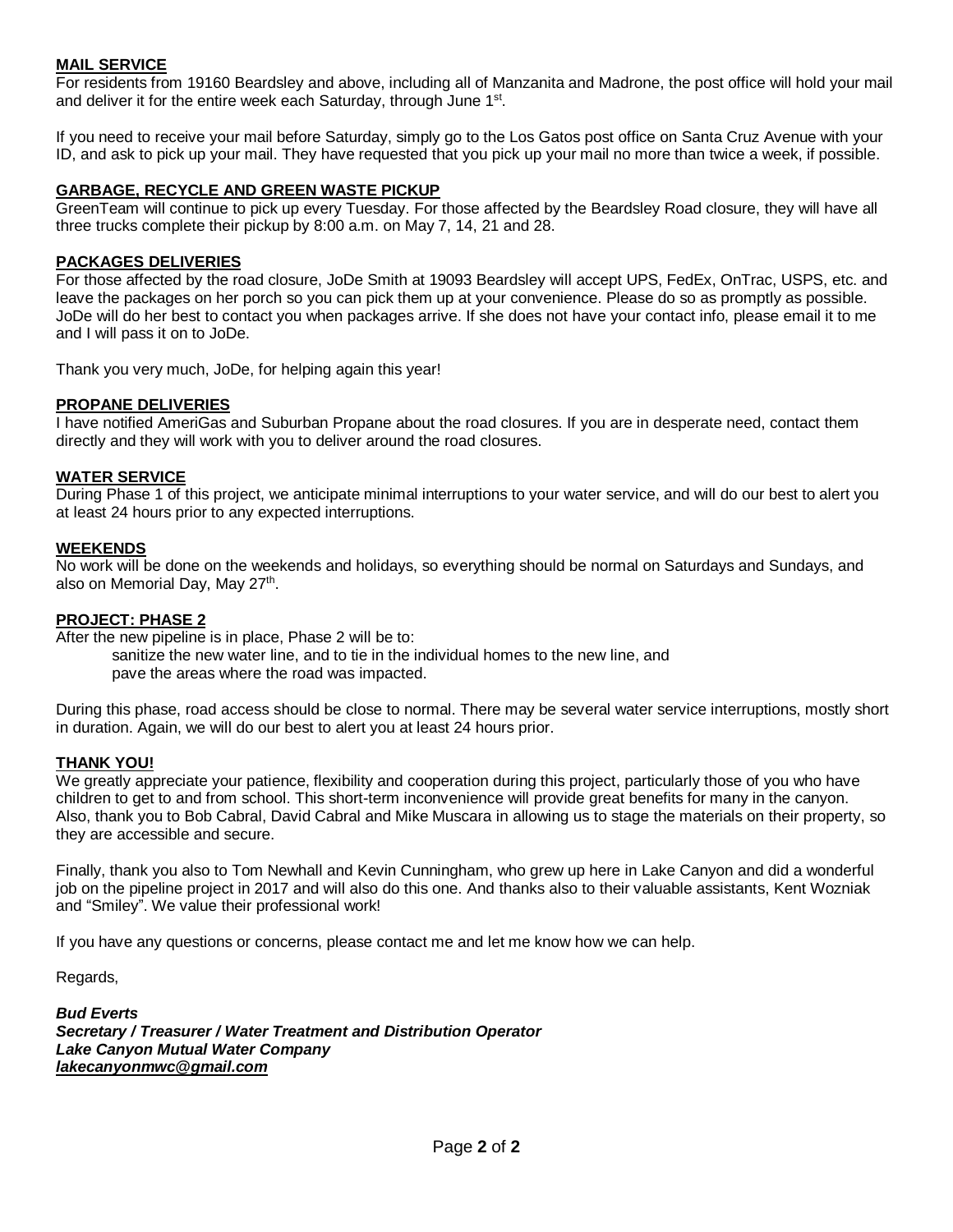## MAIL SERVICE

For residents from 19160 Beardsley and above, including all of Manzanita and Madrone, the post office will hold your mail and deliver it for the entire week each Saturday, through June 1st.

If you need to receive your mail before Saturday, simply go to the Los Gatos post office on Santa Cruz Avenue with your ID, and ask to pick up your mail. They have requested that you pick up your mail no more than twice a week, if possible.

## GARBAGE, RECYCLE AND GREEN WASTE PICKUP

GreenTeam will continue to pick up every Tuesday. For those affected by the Beardsley Road closure, they will have all three trucks complete their pickup by 8:00 a.m. on May 7, 14, 21 and 28.

## PACKAGES DELIVERIES

For those affected by the road closure, JoDe Smith at 19093 Beardsley will accept UPS, FedEx, OnTrac, USPS, etc. and leave the packages on her porch so you can pick them up at your convenience. Please do so as promptly as possible. JoDe will do her best to contact you when packages arrive. If she does not have your contact info, please email it to me and I will pass it on to JoDe.

Thank you very much, JoDe, for helping again this year!

## PROPANE DELIVERIES

I have notified AmeriGas and Suburban Propane about the road closures. If you are in desperate need, contact them directly and they will work with you to deliver around the road closures.

## WATER SERVICE

During Phase 1 of this project, we anticipate minimal interruptions to your water service, and will do our best to alert you at least 24 hours prior to any expected interruptions.

## WEEKENDS

No work will be done on the weekends and holidays, so everything should be normal on Saturdays and Sundays, and also on Memorial Day, May 27th.

## PROJECT: PHASE 2

After the new pipeline is in place, Phase 2 will be to:

- sanitize the new water line, and to tie in the individual homes to the new line, and
- pave the areas where the road was impacted.

During this phase, road access should be close to normal. There may be several water service interruptions, mostly short in duration. Again, we will do our best to alert you at least 24 hours prior.

## THANK YOU!

We greatly appreciate your patience, flexibility and cooperation during this project, particularly those of you who have children to get to and from school. This short-term inconvenience will provide great benefits for many in the canyon. Also, thank you to Bob Cabral, David Cabral and Mike Muscara in allowing us to stage the materials on their property, so they are accessible and secure.

Finally, thank you also to Tom Newhall and Kevin Cunningham, who grew up here in Lake Canyon and did a wonderful job on the pipeline project in 2017 and will also do this one. And thanks also to their valuable assistants, Kent Wozniak and "Smiley". We value their professional work!

If you have any questions or concerns, please contact me and let me know how we can help.

Regards,

***Bud Everts***
***Secretary / Treasurer / Water Treatment and Distribution Operator***
***Lake Canyon Mutual Water Company***
***lakecanyonmwc@gmail.com***